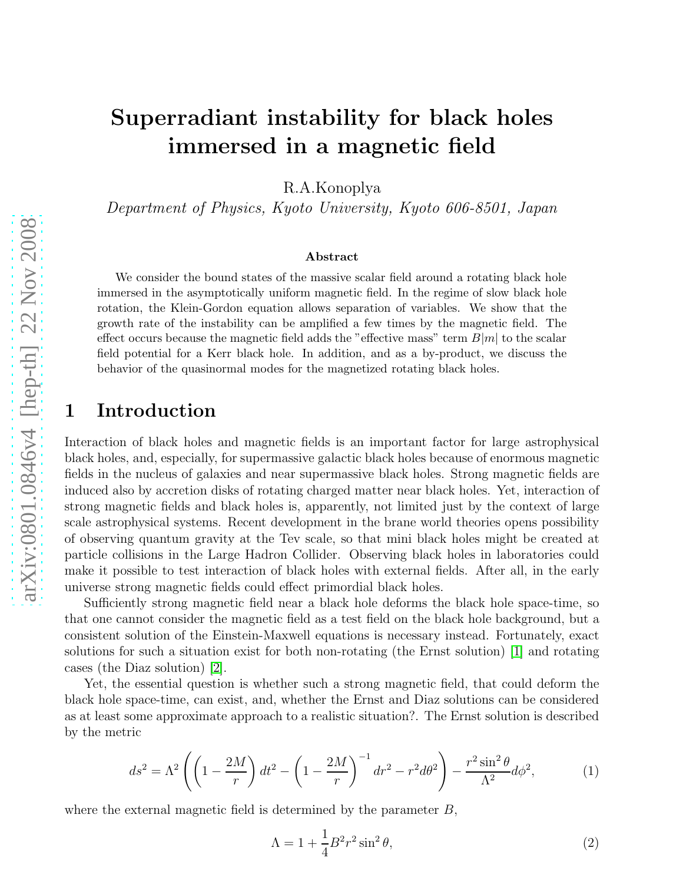# Superradiant instability for black holes immersed in a magnetic field

R.A.Konoplya

*Department of Physics, Kyoto University, Kyoto 606-8501, Japan*

**Abstract**

We consider the bound states of the massive scalar field around a rotating black hole immersed in the asymptotically uniform magnetic field. In the regime of slow black hole rotation, the Klein-Gordon equation allows separation of variables. We show that the growth rate of the instability can be amplified a few times by the magnetic field. The effect occurs because the magnetic field adds the "effective mass" term $B|m|$ to the scalar field potential for a Kerr black hole. In addition, and as a by-product, we discuss the behavior of the quasinormal modes for the magnetized rotating black holes.

## 1 Introduction

Interaction of black holes and magnetic fields is an important factor for large astrophysical black holes, and, especially, for supermassive galactic black holes because of enormous magnetic fields in the nucleus of galaxies and near supermassive black holes. Strong magnetic fields are induced also by accretion disks of rotating charged matter near black holes. Yet, interaction of strong magnetic fields and black holes is, apparently, not limited just by the context of large scale astrophysical systems. Recent development in the brane world theories opens possibility of observing quantum gravity at the Tev scale, so that mini black holes might be created at particle collisions in the Large Hadron Collider. Observing black holes in laboratories could make it possible to test interaction of black holes with external fields. After all, in the early universe strong magnetic fields could effect primordial black holes.

Sufficiently strong magnetic field near a black hole deforms the black hole space-time, so that one cannot consider the magnetic field as a test field on the black hole background, but a consistent solution of the Einstein-Maxwell equations is necessary instead. Fortunately, exact solutions for such a situation exist for both non-rotating (the Ernst solution) [1] and rotating cases (the Diaz solution) [2].

Yet, the essential question is whether such a strong magnetic field, that could deform the black hole space-time, can exist, and, whether the Ernst and Diaz solutions can be considered as at least some approximate approach to a realistic situation?. The Ernst solution is described by the metric

$$ds^2 = \Lambda^2 \left( \left(1 - \frac{2M}{r}\right) dt^2 - \left(1 - \frac{2M}{r}\right)^{-1} dr^2 - r^2 d\theta^2 \right) - \frac{r^2 \sin^2\theta}{\Lambda^2} d\phi^2, \tag{1}$$

where the external magnetic field is determined by the parameter $B$,

$$\Lambda = 1 + \frac{1}{4} B^2 r^2 \sin^2\theta, \tag{2}$$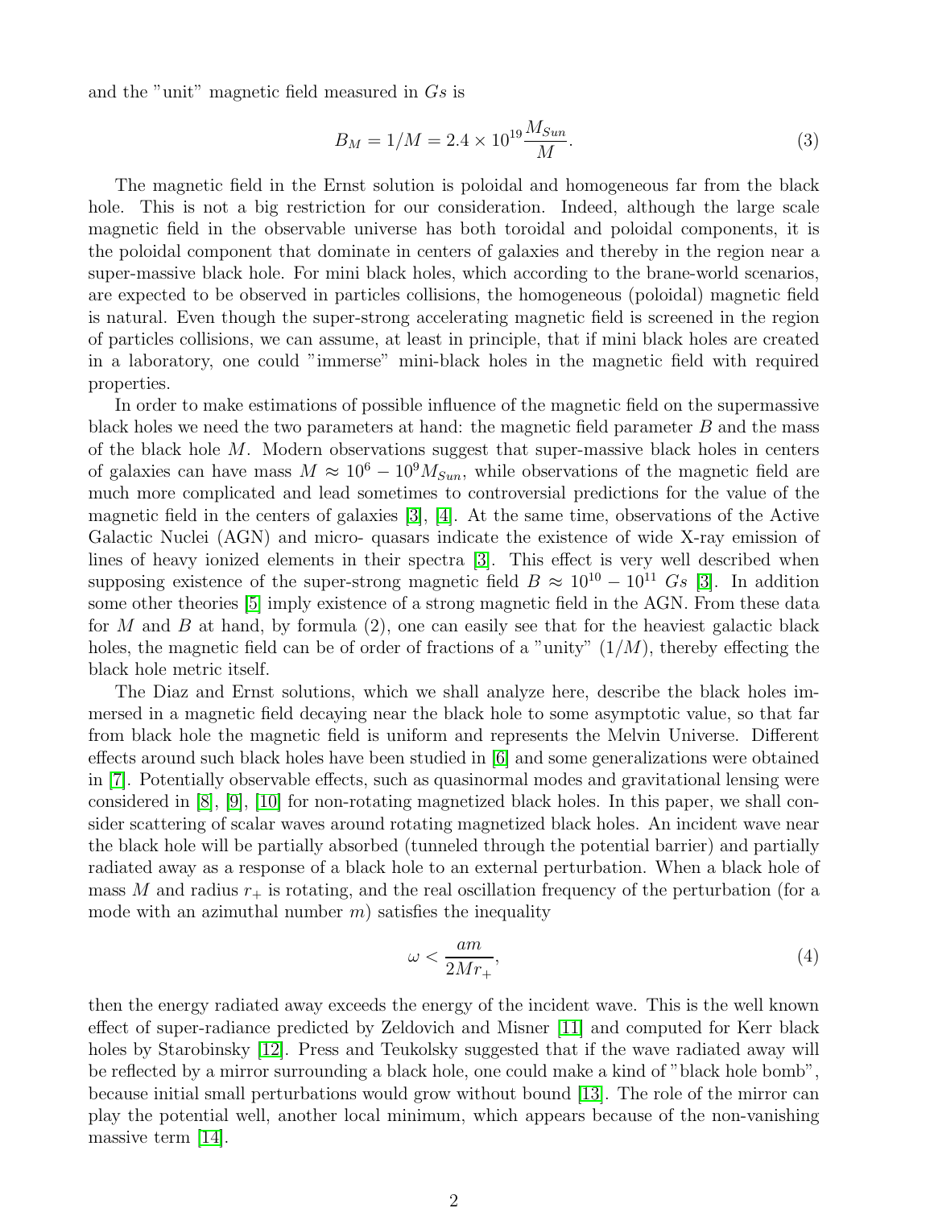and the "unit" magnetic field measured in $Gs$ is

$$B_M = 1/M = 2.4 \times 10^{19} \frac{M_{Sun}}{M}. \tag{3}$$

The magnetic field in the Ernst solution is poloidal and homogeneous far from the black hole. This is not a big restriction for our consideration. Indeed, although the large scale magnetic field in the observable universe has both toroidal and poloidal components, it is the poloidal component that dominate in centers of galaxies and thereby in the region near a super-massive black hole. For mini black holes, which according to the brane-world scenarios, are expected to be observed in particles collisions, the homogeneous (poloidal) magnetic field is natural. Even though the super-strong accelerating magnetic field is screened in the region of particles collisions, we can assume, at least in principle, that if mini black holes are created in a laboratory, one could "immerse" mini-black holes in the magnetic field with required properties.

In order to make estimations of possible influence of the magnetic field on the supermassive black holes we need the two parameters at hand: the magnetic field parameter $B$ and the mass of the black hole $M$. Modern observations suggest that super-massive black holes in centers of galaxies can have mass $M \approx 10^6 - 10^9 M_{Sun}$, while observations of the magnetic field are much more complicated and lead sometimes to controversial predictions for the value of the magnetic field in the centers of galaxies [3], [4]. At the same time, observations of the Active Galactic Nuclei (AGN) and micro- quasars indicate the existence of wide X-ray emission of lines of heavy ionized elements in their spectra [3]. This effect is very well described when supposing existence of the super-strong magnetic field $B \approx 10^{10} - 10^{11}\ Gs$ [3]. In addition some other theories [5] imply existence of a strong magnetic field in the AGN. From these data for $M$ and $B$ at hand, by formula (2), one can easily see that for the heaviest galactic black holes, the magnetic field can be of order of fractions of a "unity" $(1/M)$, thereby effecting the black hole metric itself.

The Diaz and Ernst solutions, which we shall analyze here, describe the black holes immersed in a magnetic field decaying near the black hole to some asymptotic value, so that far from black hole the magnetic field is uniform and represents the Melvin Universe. Different effects around such black holes have been studied in [6] and some generalizations were obtained in [7]. Potentially observable effects, such as quasinormal modes and gravitational lensing were considered in [8], [9], [10] for non-rotating magnetized black holes. In this paper, we shall consider scattering of scalar waves around rotating magnetized black holes. An incident wave near the black hole will be partially absorbed (tunneled through the potential barrier) and partially radiated away as a response of a black hole to an external perturbation. When a black hole of mass $M$ and radius $r_+$ is rotating, and the real oscillation frequency of the perturbation (for a mode with an azimuthal number $m$) satisfies the inequality

$$\omega < \frac{am}{2Mr_+}, \tag{4}$$

then the energy radiated away exceeds the energy of the incident wave. This is the well known effect of super-radiance predicted by Zeldovich and Misner [11] and computed for Kerr black holes by Starobinsky [12]. Press and Teukolsky suggested that if the wave radiated away will be reflected by a mirror surrounding a black hole, one could make a kind of "black hole bomb", because initial small perturbations would grow without bound [13]. The role of the mirror can play the potential well, another local minimum, which appears because of the non-vanishing massive term [14].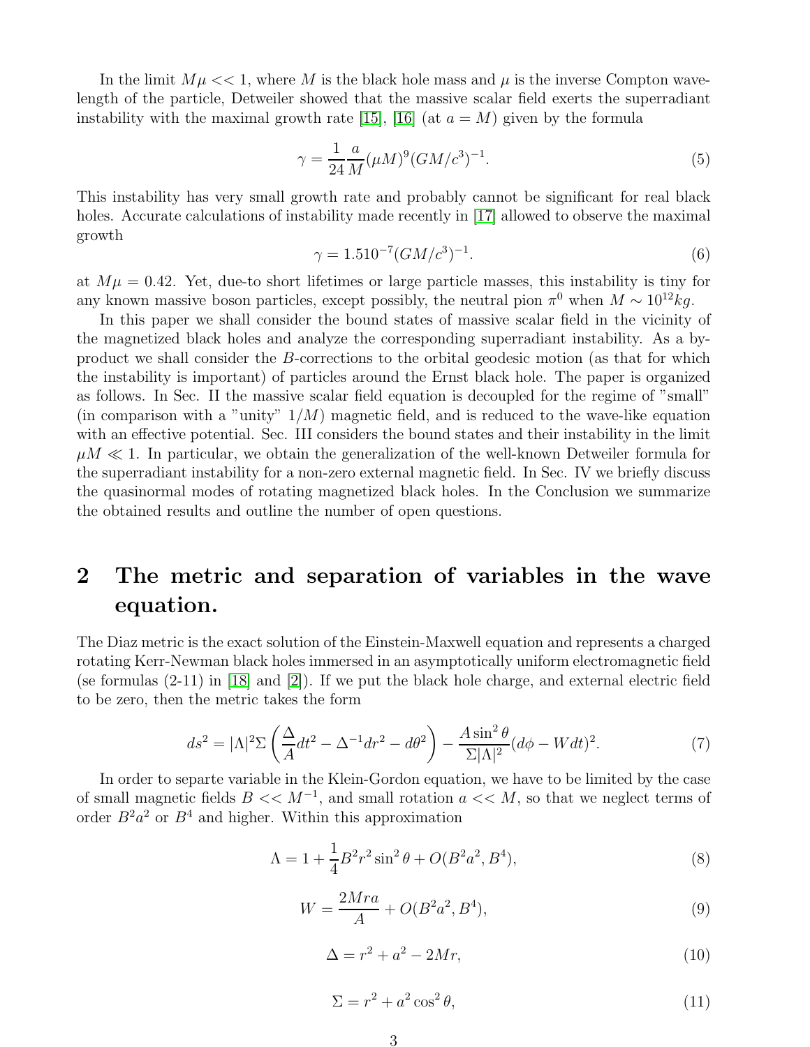In the limit $M\mu << 1$, where $M$ is the black hole mass and $\mu$ is the inverse Compton wavelength of the particle, Detweiler showed that the massive scalar field exerts the superradiant instability with the maximal growth rate [15], [16] (at $a = M$) given by the formula

$$\gamma = \frac{1}{24}\frac{a}{M}(\mu M)^9 (GM/c^3)^{-1}. \tag{5}$$

This instability has very small growth rate and probably cannot be significant for real black holes. Accurate calculations of instability made recently in [17] allowed to observe the maximal growth

$$\gamma = 1.510^{-7}(GM/c^3)^{-1}. \tag{6}$$

at $M\mu = 0.42$. Yet, due-to short lifetimes or large particle masses, this instability is tiny for any known massive boson particles, except possibly, the neutral pion $\pi^0$ when $M \sim 10^{12} kg$.

In this paper we shall consider the bound states of massive scalar field in the vicinity of the magnetized black holes and analyze the corresponding superradiant instability. As a by-product we shall consider the $B$-corrections to the orbital geodesic motion (as that for which the instability is important) of particles around the Ernst black hole. The paper is organized as follows. In Sec. II the massive scalar field equation is decoupled for the regime of "small" (in comparison with a "unity" $1/M$) magnetic field, and is reduced to the wave-like equation with an effective potential. Sec. III considers the bound states and their instability in the limit $\mu M \ll 1$. In particular, we obtain the generalization of the well-known Detweiler formula for the superradiant instability for a non-zero external magnetic field. In Sec. IV we briefly discuss the quasinormal modes of rotating magnetized black holes. In the Conclusion we summarize the obtained results and outline the number of open questions.

# 2 The metric and separation of variables in the wave equation.

The Diaz metric is the exact solution of the Einstein-Maxwell equation and represents a charged rotating Kerr-Newman black holes immersed in an asymptotically uniform electromagnetic field (se formulas (2-11) in [18] and [2]). If we put the black hole charge, and external electric field to be zero, then the metric takes the form

$$ds^2 = |\Lambda|^2 \Sigma \left( \frac{\Delta}{A} dt^2 - \Delta^{-1} dr^2 - d\theta^2 \right) - \frac{A \sin^2\theta}{\Sigma |\Lambda|^2}(d\phi - W dt)^2. \tag{7}$$

In order to separte variable in the Klein-Gordon equation, we have to be limited by the case of small magnetic fields $B << M^{-1}$, and small rotation $a << M$, so that we neglect terms of order $B^2 a^2$ or $B^4$ and higher. Within this approximation

$$\Lambda = 1 + \frac{1}{4}B^2 r^2 \sin^2\theta + O(B^2 a^2, B^4), \tag{8}$$

$$W = \frac{2Mra}{A} + O(B^2 a^2, B^4), \tag{9}$$

$$\Delta = r^2 + a^2 - 2Mr, \tag{10}$$

$$\Sigma = r^2 + a^2 \cos^2\theta, \tag{11}$$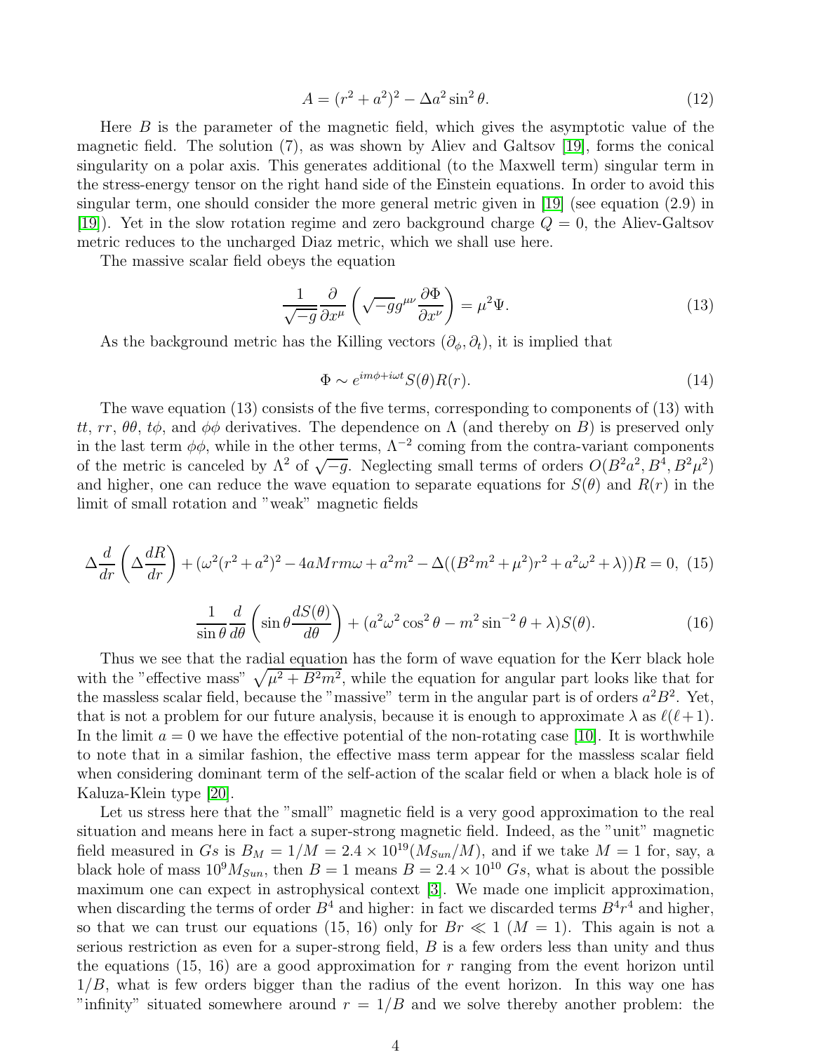$$A = (r^2 + a^2)^2 - \Delta a^2 \sin^2 \theta. \tag{12}$$

Here $B$ is the parameter of the magnetic field, which gives the asymptotic value of the magnetic field. The solution (7), as was shown by Aliev and Galtsov [19], forms the conical singularity on a polar axis. This generates additional (to the Maxwell term) singular term in the stress-energy tensor on the right hand side of the Einstein equations. In order to avoid this singular term, one should consider the more general metric given in [19] (see equation (2.9) in [19]). Yet in the slow rotation regime and zero background charge $Q = 0$, the Aliev-Galtsov metric reduces to the uncharged Diaz metric, which we shall use here.

The massive scalar field obeys the equation

$$\frac{1}{\sqrt{-g}} \frac{\partial}{\partial x^\mu} \left( \sqrt{-g} g^{\mu\nu} \frac{\partial \Phi}{\partial x^\nu} \right) = \mu^2 \Psi. \tag{13}$$

As the background metric has the Killing vectors $(\partial_\phi, \partial_t)$, it is implied that

$$\Phi \sim e^{im\phi + i\omega t} S(\theta) R(r). \tag{14}$$

The wave equation (13) consists of the five terms, corresponding to components of (13) with $tt$, $rr$, $\theta\theta$, $t\phi$, and $\phi\phi$ derivatives. The dependence on $\Lambda$ (and thereby on $B$) is preserved only in the last term $\phi\phi$, while in the other terms, $\Lambda^{-2}$ coming from the contra-variant components of the metric is canceled by $\Lambda^2$ of $\sqrt{-g}$. Neglecting small terms of orders $O(B^2a^2, B^4, B^2\mu^2)$ and higher, one can reduce the wave equation to separate equations for $S(\theta)$ and $R(r)$ in the limit of small rotation and "weak" magnetic fields

$$\Delta \frac{d}{dr} \left( \Delta \frac{dR}{dr} \right) + (\omega^2 (r^2 + a^2)^2 - 4aMrm\omega + a^2m^2 - \Delta((B^2m^2 + \mu^2)r^2 + a^2\omega^2 + \lambda))R = 0, \tag{15}$$

$$\frac{1}{\sin\theta} \frac{d}{d\theta} \left( \sin\theta \frac{dS(\theta)}{d\theta} \right) + (a^2\omega^2 \cos^2\theta - m^2 \sin^{-2}\theta + \lambda) S(\theta). \tag{16}$$

Thus we see that the radial equation has the form of wave equation for the Kerr black hole with the "effective mass" $\sqrt{\mu^2 + B^2m^2}$, while the equation for angular part looks like that for the massless scalar field, because the "massive" term in the angular part is of orders $a^2B^2$. Yet, that is not a problem for our future analysis, because it is enough to approximate $\lambda$ as $\ell(\ell+1)$. In the limit $a = 0$ we have the effective potential of the non-rotating case [10]. It is worthwhile to note that in a similar fashion, the effective mass term appear for the massless scalar field when considering dominant term of the self-action of the scalar field or when a black hole is of Kaluza-Klein type [20].

Let us stress here that the "small" magnetic field is a very good approximation to the real situation and means here in fact a super-strong magnetic field. Indeed, as the "unit" magnetic field measured in $Gs$ is $B_M = 1/M = 2.4 \times 10^{19} (M_{Sun}/M)$, and if we take $M = 1$ for, say, a black hole of mass $10^9 M_{Sun}$, then $B = 1$ means $B = 2.4 \times 10^{10}$ $Gs$, what is about the possible maximum one can expect in astrophysical context [3]. We made one implicit approximation, when discarding the terms of order $B^4$ and higher: in fact we discarded terms $B^4r^4$ and higher, so that we can trust our equations (15, 16) only for $Br \ll 1$ $(M = 1)$. This again is not a serious restriction as even for a super-strong field, $B$ is a few orders less than unity and thus the equations (15, 16) are a good approximation for $r$ ranging from the event horizon until $1/B$, what is few orders bigger than the radius of the event horizon. In this way one has "infinity" situated somewhere around $r = 1/B$ and we solve thereby another problem: the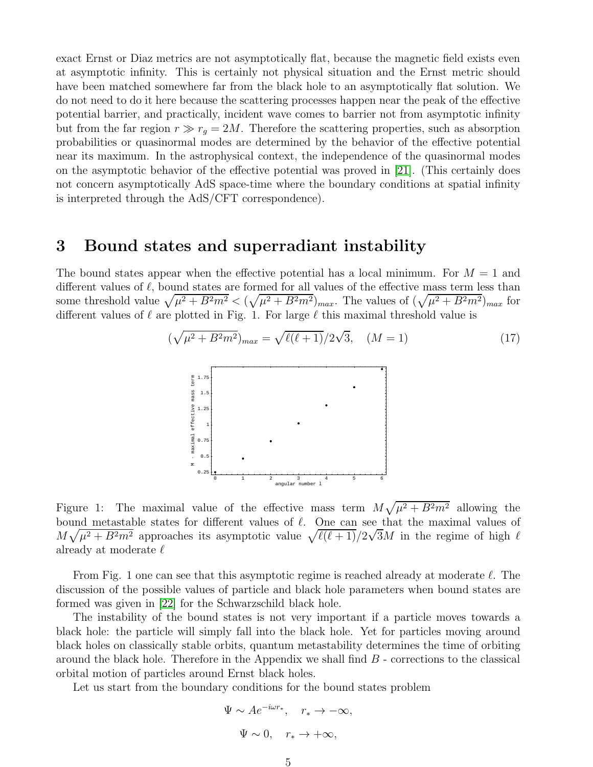exact Ernst or Diaz metrics are not asymptotically flat, because the magnetic field exists even at asymptotic infinity. This is certainly not physical situation and the Ernst metric should have been matched somewhere far from the black hole to an asymptotically flat solution. We do not need to do it here because the scattering processes happen near the peak of the effective potential barrier, and practically, incident wave comes to barrier not from asymptotic infinity but from the far region $r \gg r_g = 2M$. Therefore the scattering properties, such as absorption probabilities or quasinormal modes are determined by the behavior of the effective potential near its maximum. In the astrophysical context, the independence of the quasinormal modes on the asymptotic behavior of the effective potential was proved in [21]. (This certainly does not concern asymptotically AdS space-time where the boundary conditions at spatial infinity is interpreted through the AdS/CFT correspondence).

## 3 Bound states and superradiant instability

The bound states appear when the effective potential has a local minimum. For $M = 1$ and different values of $\ell$, bound states are formed for all values of the effective mass term less than some threshold value $\sqrt{\mu^2 + B^2 m^2} < (\sqrt{\mu^2 + B^2 m^2})_{max}$. The values of $(\sqrt{\mu^2 + B^2 m^2})_{max}$ for different values of $\ell$ are plotted in Fig. 1. For large $\ell$ this maximal threshold value is

$$(\sqrt{\mu^2 + B^2 m^2})_{max} = \sqrt{\ell(\ell+1)}/2\sqrt{3}, \quad (M = 1) \tag{17}$$

Figure 1: The maximal value of the effective mass term $M\sqrt{\mu^2 + B^2 m^2}$ allowing the bound metastable states for different values of $\ell$. One can see that the maximal values of $M\sqrt{\mu^2 + B^2 m^2}$ approaches its asymptotic value $\sqrt{\ell(\ell+1)}/2\sqrt{3}M$ in the regime of high $\ell$ already at moderate $\ell$

From Fig. 1 one can see that this asymptotic regime is reached already at moderate $\ell$. The discussion of the possible values of particle and black hole parameters when bound states are formed was given in [22] for the Schwarzschild black hole.

The instability of the bound states is not very important if a particle moves towards a black hole: the particle will simply fall into the black hole. Yet for particles moving around black holes on classically stable orbits, quantum metastability determines the time of orbiting around the black hole. Therefore in the Appendix we shall find $B$ - corrections to the classical orbital motion of particles around Ernst black holes.

Let us start from the boundary conditions for the bound states problem

$$\Psi \sim A e^{-i\omega r_*}, \quad r_* \to -\infty,$$

$$\Psi \sim 0, \quad r_* \to +\infty,$$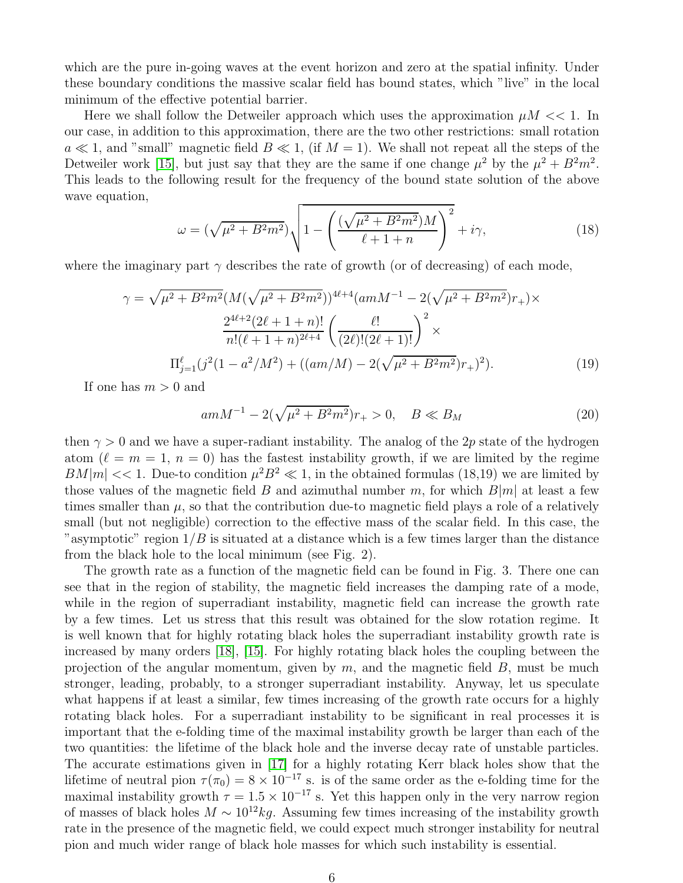which are the pure in-going waves at the event horizon and zero at the spatial infinity. Under these boundary conditions the massive scalar field has bound states, which "live" in the local minimum of the effective potential barrier.

Here we shall follow the Detweiler approach which uses the approximation $\mu M << 1$. In our case, in addition to this approximation, there are the two other restrictions: small rotation $a \ll 1$, and "small" magnetic field $B \ll 1$, (if $M = 1$). We shall not repeat all the steps of the Detweiler work [15], but just say that they are the same if one change $\mu^2$ by the $\mu^2 + B^2 m^2$. This leads to the following result for the frequency of the bound state solution of the above wave equation,

$$\omega = (\sqrt{\mu^2 + B^2 m^2})\sqrt{1 - \left(\frac{(\sqrt{\mu^2 + B^2 m^2})M}{\ell + 1 + n}\right)^2} + i\gamma, \tag{18}$$

where the imaginary part $\gamma$ describes the rate of growth (or of decreasing) of each mode,

$$\gamma = \sqrt{\mu^2 + B^2 m^2}(M(\sqrt{\mu^2 + B^2 m^2}))^{4\ell+4}(amM^{-1} - 2(\sqrt{\mu^2 + B^2 m^2})r_+) \times$$
$$\frac{2^{4\ell+2}(2\ell + 1 + n)!}{n!(\ell + 1 + n)^{2\ell+4}}\left(\frac{\ell!}{(2\ell)!(2\ell+1)!}\right)^2 \times$$
$$\Pi_{j=1}^{\ell}(j^2(1 - a^2/M^2) + ((am/M) - 2(\sqrt{\mu^2 + B^2 m^2})r_+)^2). \tag{19}$$

If one has $m > 0$ and

$$amM^{-1} - 2(\sqrt{\mu^2 + B^2 m^2})r_+ > 0, \quad B \ll B_M \tag{20}$$

then $\gamma > 0$ and we have a super-radiant instability. The analog of the $2p$ state of the hydrogen atom ($\ell = m = 1$, $n = 0$) has the fastest instability growth, if we are limited by the regime $BM|m| << 1$. Due-to condition $\mu^2 B^2 \ll 1$, in the obtained formulas (18,19) we are limited by those values of the magnetic field $B$ and azimuthal number $m$, for which $B|m|$ at least a few times smaller than $\mu$, so that the contribution due-to magnetic field plays a role of a relatively small (but not negligible) correction to the effective mass of the scalar field. In this case, the "asymptotic" region $1/B$ is situated at a distance which is a few times larger than the distance from the black hole to the local minimum (see Fig. 2).

The growth rate as a function of the magnetic field can be found in Fig. 3. There one can see that in the region of stability, the magnetic field increases the damping rate of a mode, while in the region of superradiant instability, magnetic field can increase the growth rate by a few times. Let us stress that this result was obtained for the slow rotation regime. It is well known that for highly rotating black holes the superradiant instability growth rate is increased by many orders [18], [15]. For highly rotating black holes the coupling between the projection of the angular momentum, given by $m$, and the magnetic field $B$, must be much stronger, leading, probably, to a stronger superradiant instability. Anyway, let us speculate what happens if at least a similar, few times increasing of the growth rate occurs for a highly rotating black holes. For a superradiant instability to be significant in real processes it is important that the e-folding time of the maximal instability growth be larger than each of the two quantities: the lifetime of the black hole and the inverse decay rate of unstable particles. The accurate estimations given in [17] for a highly rotating Kerr black holes show that the lifetime of neutral pion $\tau(\pi_0) = 8 \times 10^{-17}$ s. is of the same order as the e-folding time for the maximal instability growth $\tau = 1.5 \times 10^{-17}$ s. Yet this happen only in the very narrow region of masses of black holes $M \sim 10^{12} kg$. Assuming few times increasing of the instability growth rate in the presence of the magnetic field, we could expect much stronger instability for neutral pion and much wider range of black hole masses for which such instability is essential.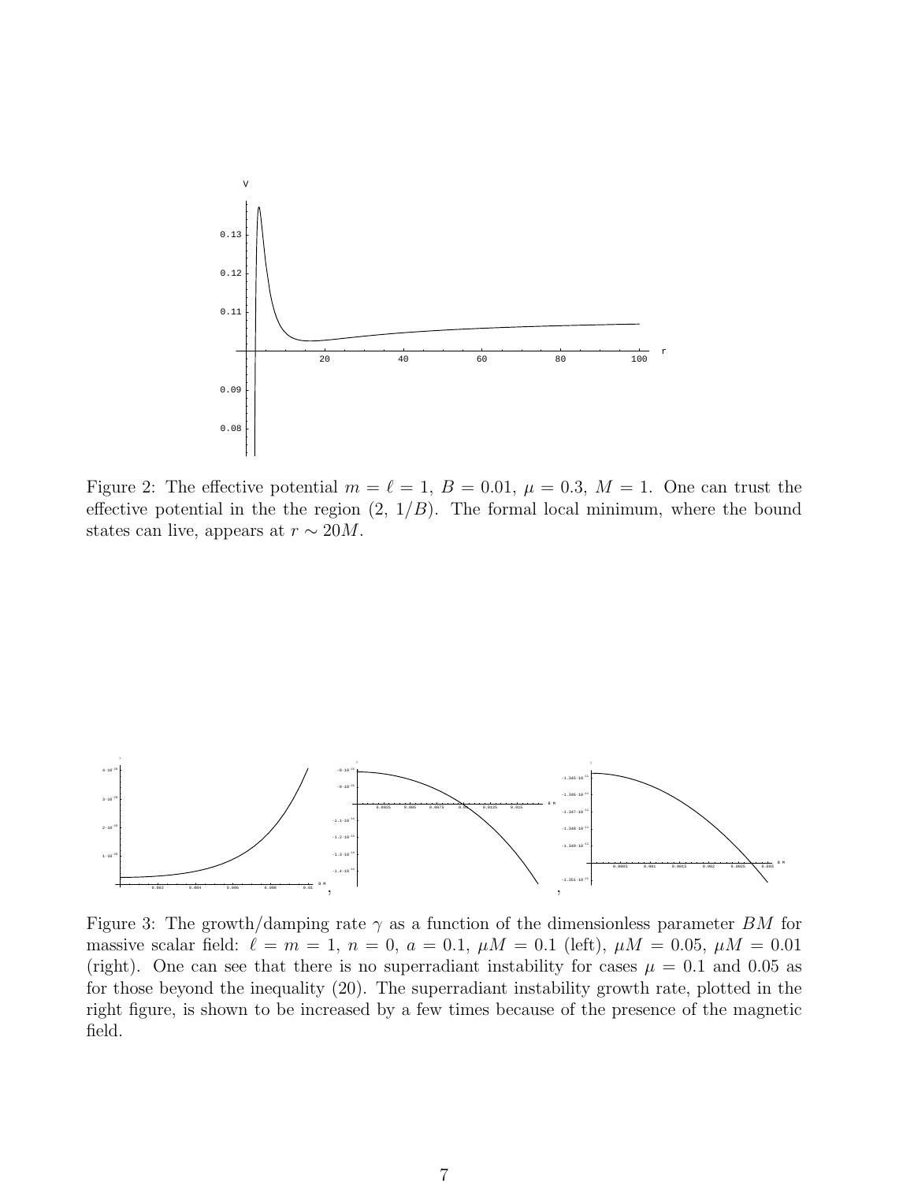Figure 2: The effective potential $m = \ell = 1$, $B = 0.01$, $\mu = 0.3$, $M = 1$. One can trust the effective potential in the the region $(2,\ 1/B)$. The formal local minimum, where the bound states can live, appears at $r \sim 20M$.

Figure 3: The growth/damping rate $\gamma$ as a function of the dimensionless parameter $BM$ for massive scalar field: $\ell = m = 1$, $n = 0$, $a = 0.1$, $\mu M = 0.1$ (left), $\mu M = 0.05$, $\mu M = 0.01$ (right). One can see that there is no superradiant instability for cases $\mu = 0.1$ and $0.05$ as for those beyond the inequality (20). The superradiant instability growth rate, plotted in the right figure, is shown to be increased by a few times because of the presence of the magnetic field.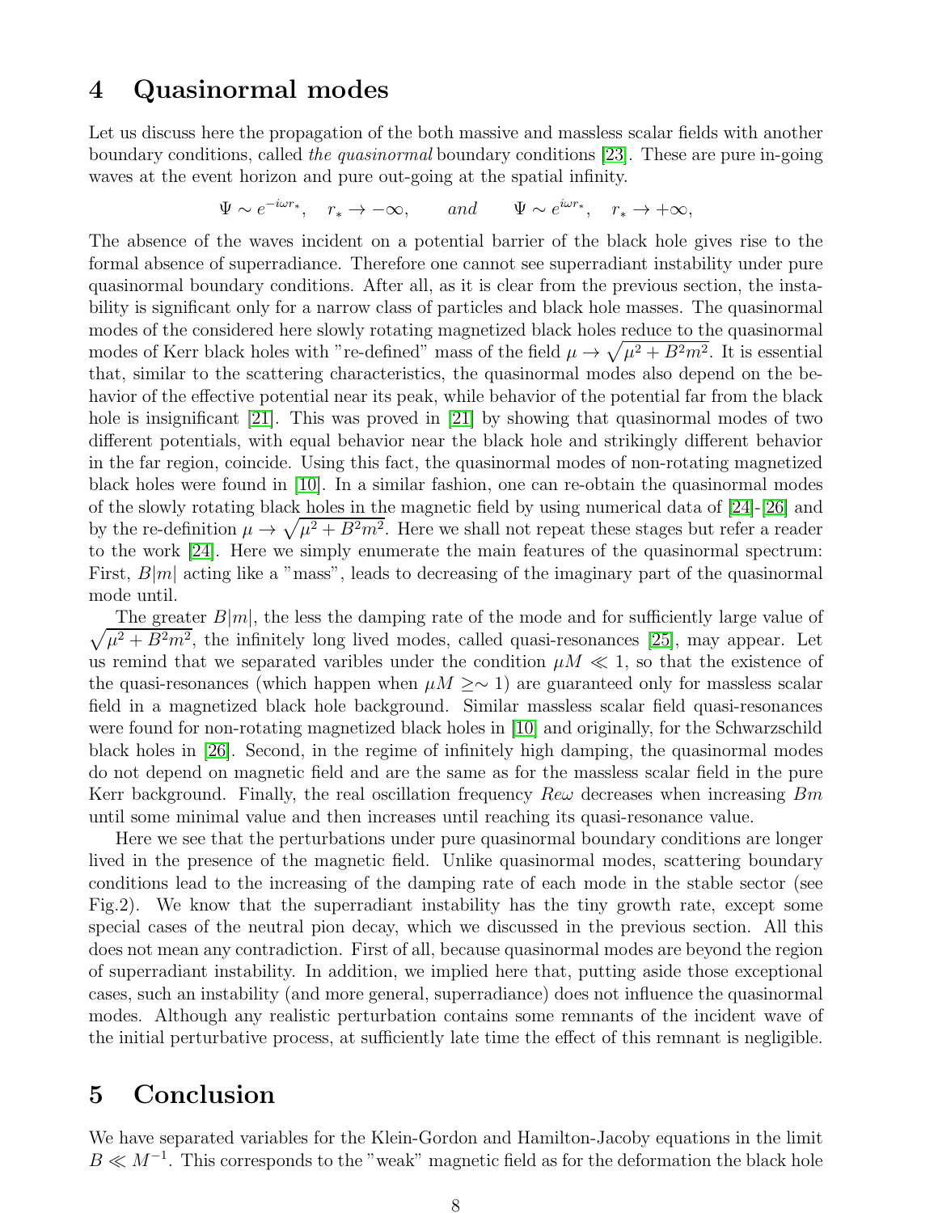## 4 Quasinormal modes

Let us discuss here the propagation of the both massive and massless scalar fields with another boundary conditions, called *the quasinormal* boundary conditions [23]. These are pure in-going waves at the event horizon and pure out-going at the spatial infinity.

$$\Psi \sim e^{-i\omega r_*}, \quad r_* \to -\infty, \qquad and \qquad \Psi \sim e^{i\omega r_*}, \quad r_* \to +\infty,$$

The absence of the waves incident on a potential barrier of the black hole gives rise to the formal absence of superradiance. Therefore one cannot see superradiant instability under pure quasinormal boundary conditions. After all, as it is clear from the previous section, the instability is significant only for a narrow class of particles and black hole masses. The quasinormal modes of the considered here slowly rotating magnetized black holes reduce to the quasinormal modes of Kerr black holes with "re-defined" mass of the field $\mu \to \sqrt{\mu^2 + B^2 m^2}$. It is essential that, similar to the scattering characteristics, the quasinormal modes also depend on the behavior of the effective potential near its peak, while behavior of the potential far from the black hole is insignificant [21]. This was proved in [21] by showing that quasinormal modes of two different potentials, with equal behavior near the black hole and strikingly different behavior in the far region, coincide. Using this fact, the quasinormal modes of non-rotating magnetized black holes were found in [10]. In a similar fashion, one can re-obtain the quasinormal modes of the slowly rotating black holes in the magnetic field by using numerical data of [24]-[26] and by the re-definition $\mu \to \sqrt{\mu^2 + B^2 m^2}$. Here we shall not repeat these stages but refer a reader to the work [24]. Here we simply enumerate the main features of the quasinormal spectrum: First, $B|m|$ acting like a "mass", leads to decreasing of the imaginary part of the quasinormal mode until.

The greater $B|m|$, the less the damping rate of the mode and for sufficiently large value of $\sqrt{\mu^2 + B^2 m^2}$, the infinitely long lived modes, called quasi-resonances [25], may appear. Let us remind that we separated varibles under the condition $\mu M \ll 1$, so that the existence of the quasi-resonances (which happen when $\mu M \geq\sim 1$) are guaranteed only for massless scalar field in a magnetized black hole background. Similar massless scalar field quasi-resonances were found for non-rotating magnetized black holes in [10] and originally, for the Schwarzschild black holes in [26]. Second, in the regime of infinitely high damping, the quasinormal modes do not depend on magnetic field and are the same as for the massless scalar field in the pure Kerr background. Finally, the real oscillation frequency $Re\omega$ decreases when increasing $Bm$ until some minimal value and then increases until reaching its quasi-resonance value.

Here we see that the perturbations under pure quasinormal boundary conditions are longer lived in the presence of the magnetic field. Unlike quasinormal modes, scattering boundary conditions lead to the increasing of the damping rate of each mode in the stable sector (see Fig.2). We know that the superradiant instability has the tiny growth rate, except some special cases of the neutral pion decay, which we discussed in the previous section. All this does not mean any contradiction. First of all, because quasinormal modes are beyond the region of superradiant instability. In addition, we implied here that, putting aside those exceptional cases, such an instability (and more general, superradiance) does not influence the quasinormal modes. Although any realistic perturbation contains some remnants of the incident wave of the initial perturbative process, at sufficiently late time the effect of this remnant is negligible.

## 5 Conclusion

We have separated variables for the Klein-Gordon and Hamilton-Jacoby equations in the limit $B \ll M^{-1}$. This corresponds to the "weak" magnetic field as for the deformation the black hole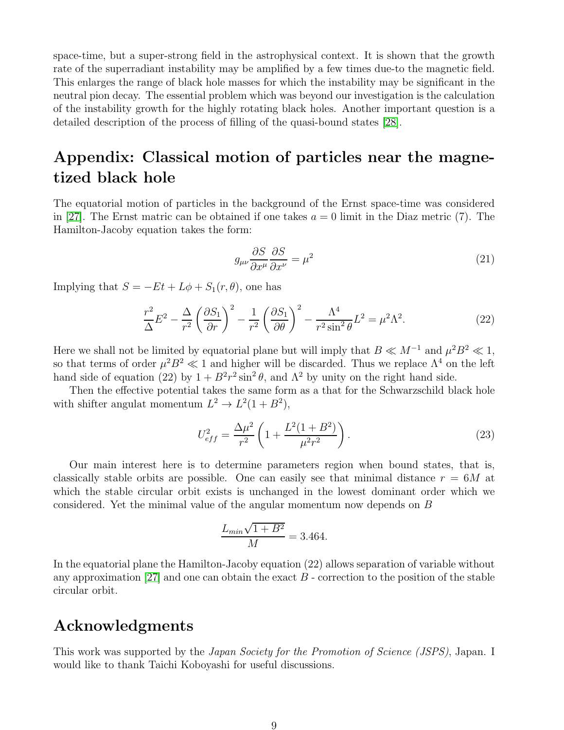space-time, but a super-strong field in the astrophysical context. It is shown that the growth rate of the superradiant instability may be amplified by a few times due-to the magnetic field. This enlarges the range of black hole masses for which the instability may be significant in the neutral pion decay. The essential problem which was beyond our investigation is the calculation of the instability growth for the highly rotating black holes. Another important question is a detailed description of the process of filling of the quasi-bound states [28].

## Appendix: Classical motion of particles near the magnetized black hole

The equatorial motion of particles in the background of the Ernst space-time was considered in [27]. The Ernst matric can be obtained if one takes $a = 0$ limit in the Diaz metric (7). The Hamilton-Jacoby equation takes the form:

$$g_{\mu\nu} \frac{\partial S}{\partial x^\mu} \frac{\partial S}{\partial x^\nu} = \mu^2 \tag{21}$$

Implying that $S = -Et + L\phi + S_1(r, \theta)$, one has

$$\frac{r^2}{\Delta} E^2 - \frac{\Delta}{r^2} \left( \frac{\partial S_1}{\partial r} \right)^2 - \frac{1}{r^2} \left( \frac{\partial S_1}{\partial \theta} \right)^2 - \frac{\Lambda^4}{r^2 \sin^2 \theta} L^2 = \mu^2 \Lambda^2. \tag{22}$$

Here we shall not be limited by equatorial plane but will imply that $B \ll M^{-1}$ and $\mu^2 B^2 \ll 1$, so that terms of order $\mu^2 B^2 \ll 1$ and higher will be discarded. Thus we replace $\Lambda^4$ on the left hand side of equation (22) by $1 + B^2 r^2 \sin^2 \theta$, and $\Lambda^2$ by unity on the right hand side.

Then the effective potential takes the same form as a that for the Schwarzschild black hole with shifter angulat momentum $L^2 \to L^2(1 + B^2)$,

$$U_{eff}^2 = \frac{\Delta \mu^2}{r^2} \left( 1 + \frac{L^2(1 + B^2)}{\mu^2 r^2} \right). \tag{23}$$

Our main interest here is to determine parameters region when bound states, that is, classically stable orbits are possible. One can easily see that minimal distance $r = 6M$ at which the stable circular orbit exists is unchanged in the lowest dominant order which we considered. Yet the minimal value of the angular momentum now depends on $B$

$$\frac{L_{min} \sqrt{1 + B^2}}{M} = 3.464.$$

In the equatorial plane the Hamilton-Jacoby equation (22) allows separation of variable without any approximation [27] and one can obtain the exact $B$ - correction to the position of the stable circular orbit.

## Acknowledgments

This work was supported by the *Japan Society for the Promotion of Science (JSPS)*, Japan. I would like to thank Taichi Koboyashi for useful discussions.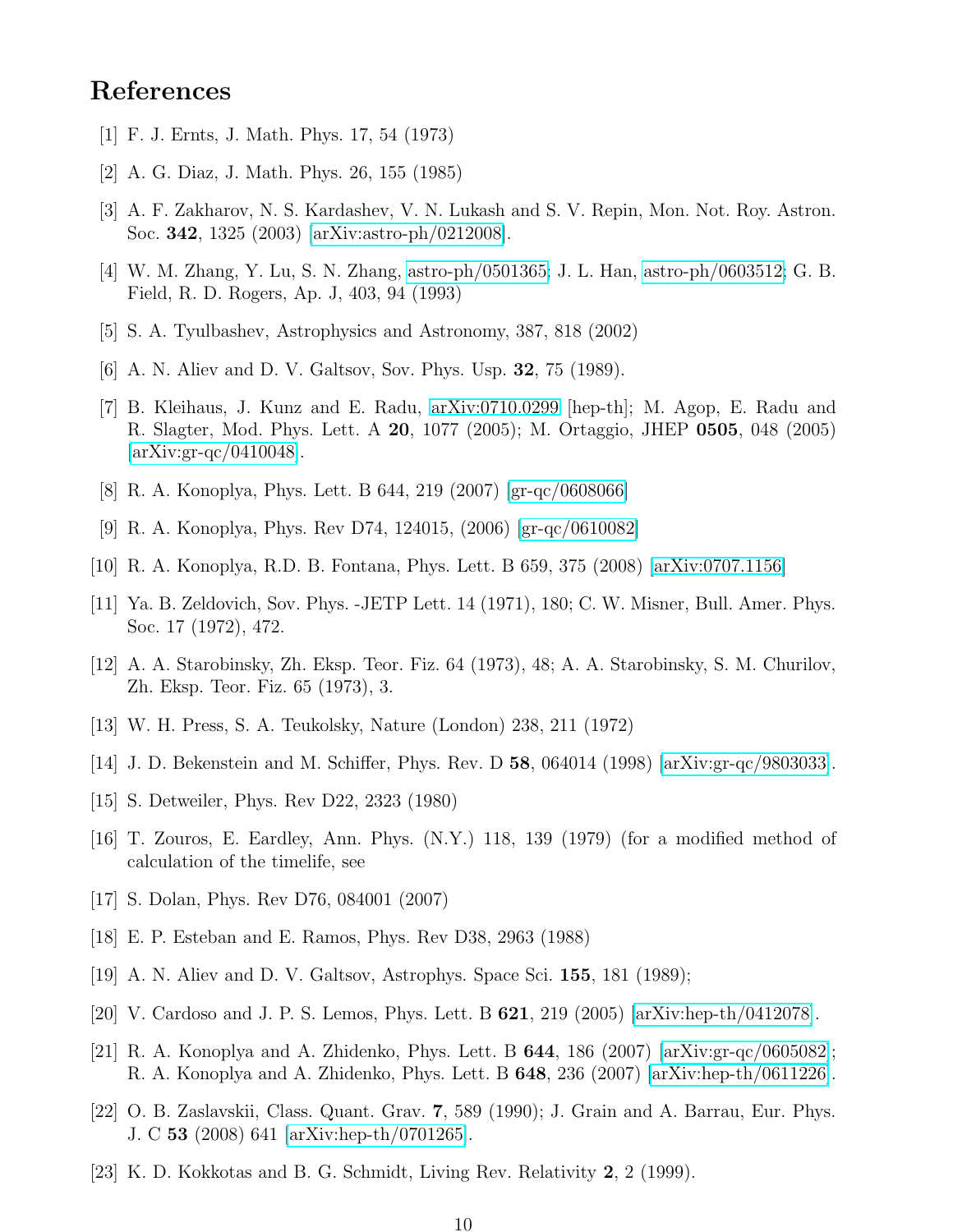# References

[1] F. J. Ernts, J. Math. Phys. 17, 54 (1973)

[2] A. G. Diaz, J. Math. Phys. 26, 155 (1985)

[3] A. F. Zakharov, N. S. Kardashev, V. N. Lukash and S. V. Repin, Mon. Not. Roy. Astron. Soc. **342**, 1325 (2003) [arXiv:astro-ph/0212008].

[4] W. M. Zhang, Y. Lu, S. N. Zhang, astro-ph/0501365; J. L. Han, astro-ph/0603512; G. B. Field, R. D. Rogers, Ap. J, 403, 94 (1993)

[5] S. A. Tyulbashev, Astrophysics and Astronomy, 387, 818 (2002)

[6] A. N. Aliev and D. V. Galtsov, Sov. Phys. Usp. **32**, 75 (1989).

[7] B. Kleihaus, J. Kunz and E. Radu, arXiv:0710.0299 [hep-th]; M. Agop, E. Radu and R. Slagter, Mod. Phys. Lett. A **20**, 1077 (2005); M. Ortaggio, JHEP **0505**, 048 (2005) [arXiv:gr-qc/0410048].

[8] R. A. Konoplya, Phys. Lett. B 644, 219 (2007) [gr-qc/0608066]

[9] R. A. Konoplya, Phys. Rev D74, 124015, (2006) [gr-qc/0610082]

[10] R. A. Konoplya, R.D. B. Fontana, Phys. Lett. B 659, 375 (2008) [arXiv:0707.1156]

[11] Ya. B. Zeldovich, Sov. Phys. -JETP Lett. 14 (1971), 180; C. W. Misner, Bull. Amer. Phys. Soc. 17 (1972), 472.

[12] A. A. Starobinsky, Zh. Eksp. Teor. Fiz. 64 (1973), 48; A. A. Starobinsky, S. M. Churilov, Zh. Eksp. Teor. Fiz. 65 (1973), 3.

[13] W. H. Press, S. A. Teukolsky, Nature (London) 238, 211 (1972)

[14] J. D. Bekenstein and M. Schiffer, Phys. Rev. D **58**, 064014 (1998) [arXiv:gr-qc/9803033].

[15] S. Detweiler, Phys. Rev D22, 2323 (1980)

[16] T. Zouros, E. Eardley, Ann. Phys. (N.Y.) 118, 139 (1979) (for a modified method of calculation of the timelife, see

[17] S. Dolan, Phys. Rev D76, 084001 (2007)

[18] E. P. Esteban and E. Ramos, Phys. Rev D38, 2963 (1988)

[19] A. N. Aliev and D. V. Galtsov, Astrophys. Space Sci. **155**, 181 (1989);

[20] V. Cardoso and J. P. S. Lemos, Phys. Lett. B **621**, 219 (2005) [arXiv:hep-th/0412078].

[21] R. A. Konoplya and A. Zhidenko, Phys. Lett. B **644**, 186 (2007) [arXiv:gr-qc/0605082]; R. A. Konoplya and A. Zhidenko, Phys. Lett. B **648**, 236 (2007) [arXiv:hep-th/0611226].

[22] O. B. Zaslavskii, Class. Quant. Grav. **7**, 589 (1990); J. Grain and A. Barrau, Eur. Phys. J. C **53** (2008) 641 [arXiv:hep-th/0701265].

[23] K. D. Kokkotas and B. G. Schmidt, Living Rev. Relativity **2**, 2 (1999).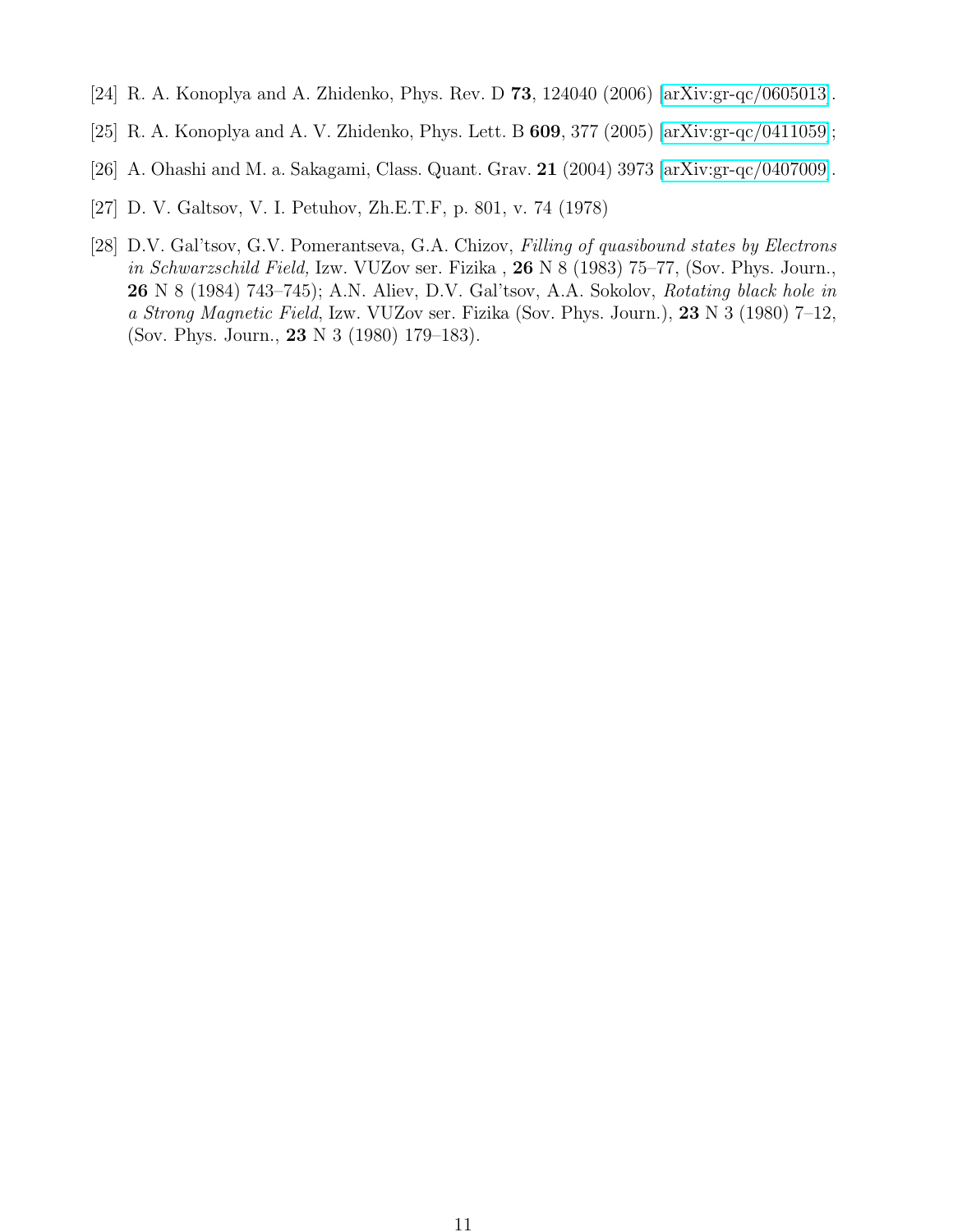[24] R. A. Konoplya and A. Zhidenko, Phys. Rev. D **73**, 124040 (2006) [arXiv:gr-qc/0605013].

[25] R. A. Konoplya and A. V. Zhidenko, Phys. Lett. B **609**, 377 (2005) [arXiv:gr-qc/0411059];

[26] A. Ohashi and M. a. Sakagami, Class. Quant. Grav. **21** (2004) 3973 [arXiv:gr-qc/0407009].

[27] D. V. Galtsov, V. I. Petuhov, Zh.E.T.F, p. 801, v. 74 (1978)

[28] D.V. Gal'tsov, G.V. Pomerantseva, G.A. Chizov, *Filling of quasibound states by Electrons in Schwarzschild Field,* Izw. VUZov ser. Fizika , **26** N 8 (1983) 75–77, (Sov. Phys. Journ., **26** N 8 (1984) 743–745); A.N. Aliev, D.V. Gal'tsov, A.A. Sokolov, *Rotating black hole in a Strong Magnetic Field*, Izw. VUZov ser. Fizika (Sov. Phys. Journ.), **23** N 3 (1980) 7–12, (Sov. Phys. Journ., **23** N 3 (1980) 179–183).